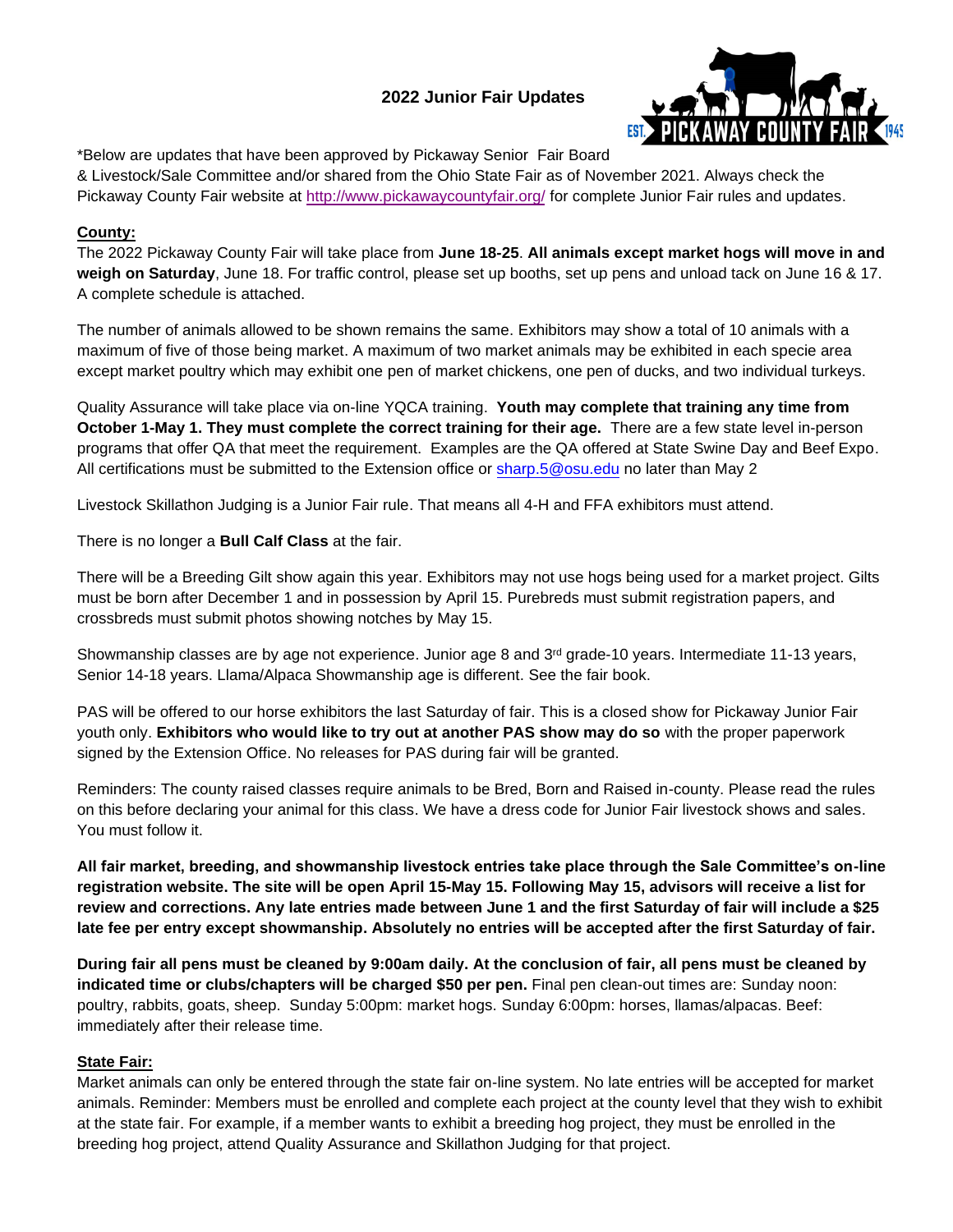# 2022 Junior Fair Updates

*Below are updates that have been approved by Pickaway Senior Fair Board & Livestock/Sale Committee and/or shared from the Ohio State Fair as of November 2021. Always check the Pickaway County Fair website at http://www.pickawaycountyfair.org/ for complete Junior Fair rules and updates.

## County:

The 2022 Pickaway County Fair will take place from **June 18-25**. **All animals except market hogs will move in and weigh on Saturday**, June 18. For traffic control, please set up booths, set up pens and unload tack on June 16 & 17. A complete schedule is attached.

The number of animals allowed to be shown remains the same. Exhibitors may show a total of 10 animals with a maximum of five of those being market. A maximum of two market animals may be exhibited in each specie area except market poultry which may exhibit one pen of market chickens, one pen of ducks, and two individual turkeys.

Quality Assurance will take place via on-line YQCA training. **Youth may complete that training any time from October 1-May 1. They must complete the correct training for their age.** There are a few state level in-person programs that offer QA that meet the requirement. Examples are the QA offered at State Swine Day and Beef Expo. All certifications must be submitted to the Extension office or sharp.5@osu.edu no later than May 2

Livestock Skillathon Judging is a Junior Fair rule. That means all 4-H and FFA exhibitors must attend.

There is no longer a **Bull Calf Class** at the fair.

There will be a Breeding Gilt show again this year. Exhibitors may not use hogs being used for a market project. Gilts must be born after December 1 and in possession by April 15. Purebreds must submit registration papers, and crossbreds must submit photos showing notches by May 15.

Showmanship classes are by age not experience. Junior age 8 and 3rd grade-10 years. Intermediate 11-13 years, Senior 14-18 years. Llama/Alpaca Showmanship age is different. See the fair book.

PAS will be offered to our horse exhibitors the last Saturday of fair. This is a closed show for Pickaway Junior Fair youth only. **Exhibitors who would like to try out at another PAS show may do so** with the proper paperwork signed by the Extension Office. No releases for PAS during fair will be granted.

Reminders: The county raised classes require animals to be Bred, Born and Raised in-county. Please read the rules on this before declaring your animal for this class. We have a dress code for Junior Fair livestock shows and sales. You must follow it.

**All fair market, breeding, and showmanship livestock entries take place through the Sale Committee's on-line registration website. The site will be open April 15-May 15. Following May 15, advisors will receive a list for review and corrections. Any late entries made between June 1 and the first Saturday of fair will include a $25 late fee per entry except showmanship. Absolutely no entries will be accepted after the first Saturday of fair.**

**During fair all pens must be cleaned by 9:00am daily. At the conclusion of fair, all pens must be cleaned by indicated time or clubs/chapters will be charged $50 per pen.** Final pen clean-out times are: Sunday noon: poultry, rabbits, goats, sheep. Sunday 5:00pm: market hogs. Sunday 6:00pm: horses, llamas/alpacas. Beef: immediately after their release time.

## State Fair:

Market animals can only be entered through the state fair on-line system. No late entries will be accepted for market animals. Reminder: Members must be enrolled and complete each project at the county level that they wish to exhibit at the state fair. For example, if a member wants to exhibit a breeding hog project, they must be enrolled in the breeding hog project, attend Quality Assurance and Skillathon Judging for that project.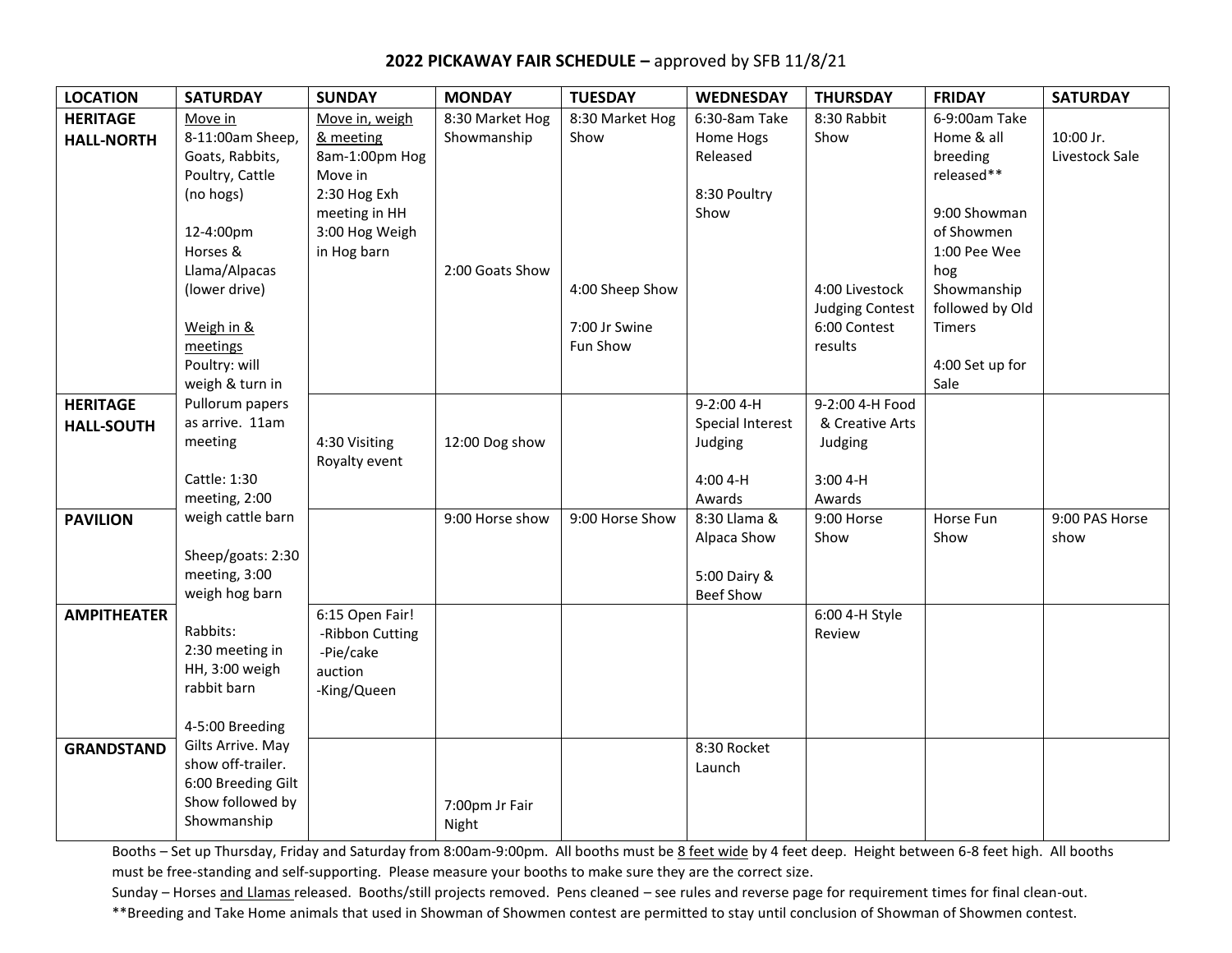## 2022 PICKAWAY FAIR SCHEDULE – approved by SFB 11/8/21

| LOCATION | SATURDAY | SUNDAY | MONDAY | TUESDAY | WEDNESDAY | THURSDAY | FRIDAY | SATURDAY |
|---|---|---|---|---|---|---|---|---|
| **HERITAGE HALL-NORTH** | Move in<br>8-11:00am Sheep, Goats, Rabbits, Poultry, Cattle (no hogs)<br><br>12-4:00pm Horses & Llama/Alpacas (lower drive)<br><br>Weigh in & meetings<br>Poultry: will weigh & turn in Pullorum papers as arrive. 11am meeting<br><br>Cattle: 1:30 meeting, 2:00 weigh cattle barn<br><br>Sheep/goats: 2:30 meeting, 3:00 weigh hog barn<br><br>Rabbits: 2:30 meeting in HH, 3:00 weigh rabbit barn<br><br>4-5:00 Breeding Gilts Arrive. May show off-trailer. 6:00 Breeding Gilt Show followed by Showmanship | Move in, weigh & meeting<br>8am-1:00pm Hog Move in<br>2:30 Hog Exh meeting in HH<br>3:00 Hog Weigh in Hog barn | 8:30 Market Hog Showmanship<br><br>2:00 Goats Show | 8:30 Market Hog Show<br><br>4:00 Sheep Show<br><br>7:00 Jr Swine Fun Show | 6:30-8am Take Home Hogs Released<br><br>8:30 Poultry Show | 8:30 Rabbit Show<br><br>4:00 Livestock Judging Contest<br>6:00 Contest results | 6-9:00am Take Home & all breeding released**<br><br>9:00 Showman of Showmen<br>1:00 Pee Wee hog Showmanship followed by Old Timers<br><br>4:00 Set up for Sale | 10:00 Jr. Livestock Sale |
| **HERITAGE HALL-SOUTH** | | 4:30 Visiting Royalty event | 12:00 Dog show | | 9-2:00 4-H Special Interest Judging<br><br>4:00 4-H Awards | 9-2:00 4-H Food & Creative Arts Judging<br><br>3:00 4-H Awards | | |
| **PAVILION** | | | 9:00 Horse show | 9:00 Horse Show | 8:30 Llama & Alpaca Show<br><br>5:00 Dairy & Beef Show | 9:00 Horse Show | Horse Fun Show | 9:00 PAS Horse show |
| **AMPITHEATER** | | 6:15 Open Fair!<br>-Ribbon Cutting<br>-Pie/cake auction<br>-King/Queen | | | | 6:00 4-H Style Review | | |
| **GRANDSTAND** | | | 7:00pm Jr Fair Night | | 8:30 Rocket Launch | | | |

Booths – Set up Thursday, Friday and Saturday from 8:00am-9:00pm. All booths must be 8 feet wide by 4 feet deep. Height between 6-8 feet high. All booths must be free-standing and self-supporting. Please measure your booths to make sure they are the correct size.

Sunday – Horses and Llamas released. Booths/still projects removed. Pens cleaned – see rules and reverse page for requirement times for final clean-out.

**Breeding and Take Home animals that used in Showman of Showmen contest are permitted to stay until conclusion of Showman of Showmen contest.